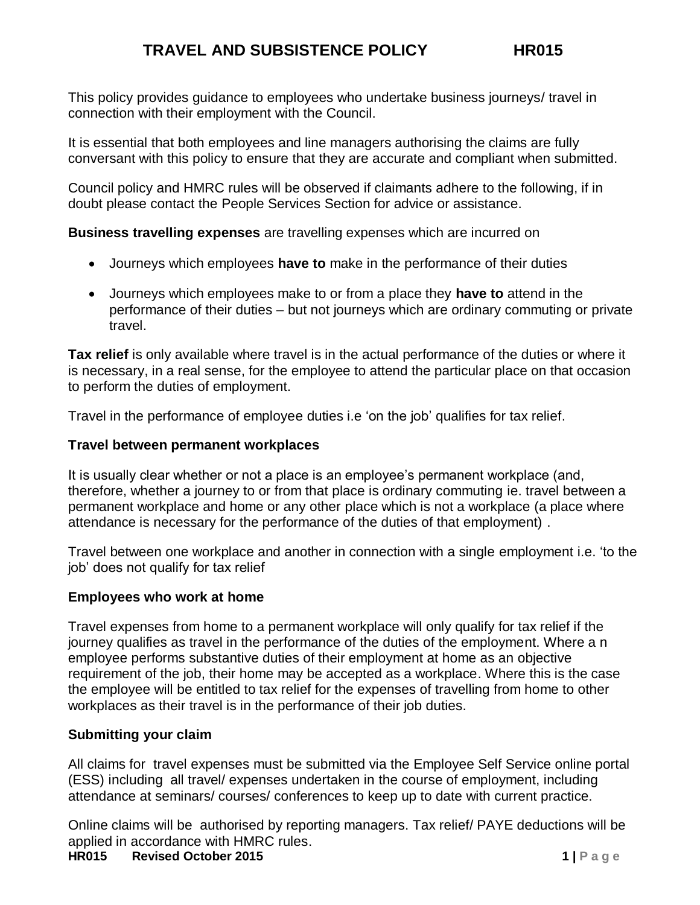# TRAVEL AND SUBSISTENCE POLICY HR015

This policy provides guidance to employees who undertake business journeys/ travel in connection with their employment with the Council.

It is essential that both employees and line managers authorising the claims are fully conversant with this policy to ensure that they are accurate and compliant when submitted.

Council policy and HMRC rules will be observed if claimants adhere to the following, if in doubt please contact the People Services Section for advice or assistance.

**Business travelling expenses** are travelling expenses which are incurred on

- Journeys which employees **have to** make in the performance of their duties
- Journeys which employees make to or from a place they **have to** attend in the performance of their duties – but not journeys which are ordinary commuting or private travel.

**Tax relief** is only available where travel is in the actual performance of the duties or where it is necessary, in a real sense, for the employee to attend the particular place on that occasion to perform the duties of employment.

Travel in the performance of employee duties i.e 'on the job' qualifies for tax relief.

### Travel between permanent workplaces

It is usually clear whether or not a place is an employee's permanent workplace (and, therefore, whether a journey to or from that place is ordinary commuting ie. travel between a permanent workplace and home or any other place which is not a workplace (a place where attendance is necessary for the performance of the duties of that employment) .

Travel between one workplace and another in connection with a single employment i.e. 'to the job' does not qualify for tax relief

### Employees who work at home

Travel expenses from home to a permanent workplace will only qualify for tax relief if the journey qualifies as travel in the performance of the duties of the employment. Where a n employee performs substantive duties of their employment at home as an objective requirement of the job, their home may be accepted as a workplace. Where this is the case the employee will be entitled to tax relief for the expenses of travelling from home to other workplaces as their travel is in the performance of their job duties.

### Submitting your claim

All claims for travel expenses must be submitted via the Employee Self Service online portal (ESS) including all travel/ expenses undertaken in the course of employment, including attendance at seminars/ courses/ conferences to keep up to date with current practice.

Online claims will be authorised by reporting managers. Tax relief/ PAYE deductions will be applied in accordance with HMRC rules.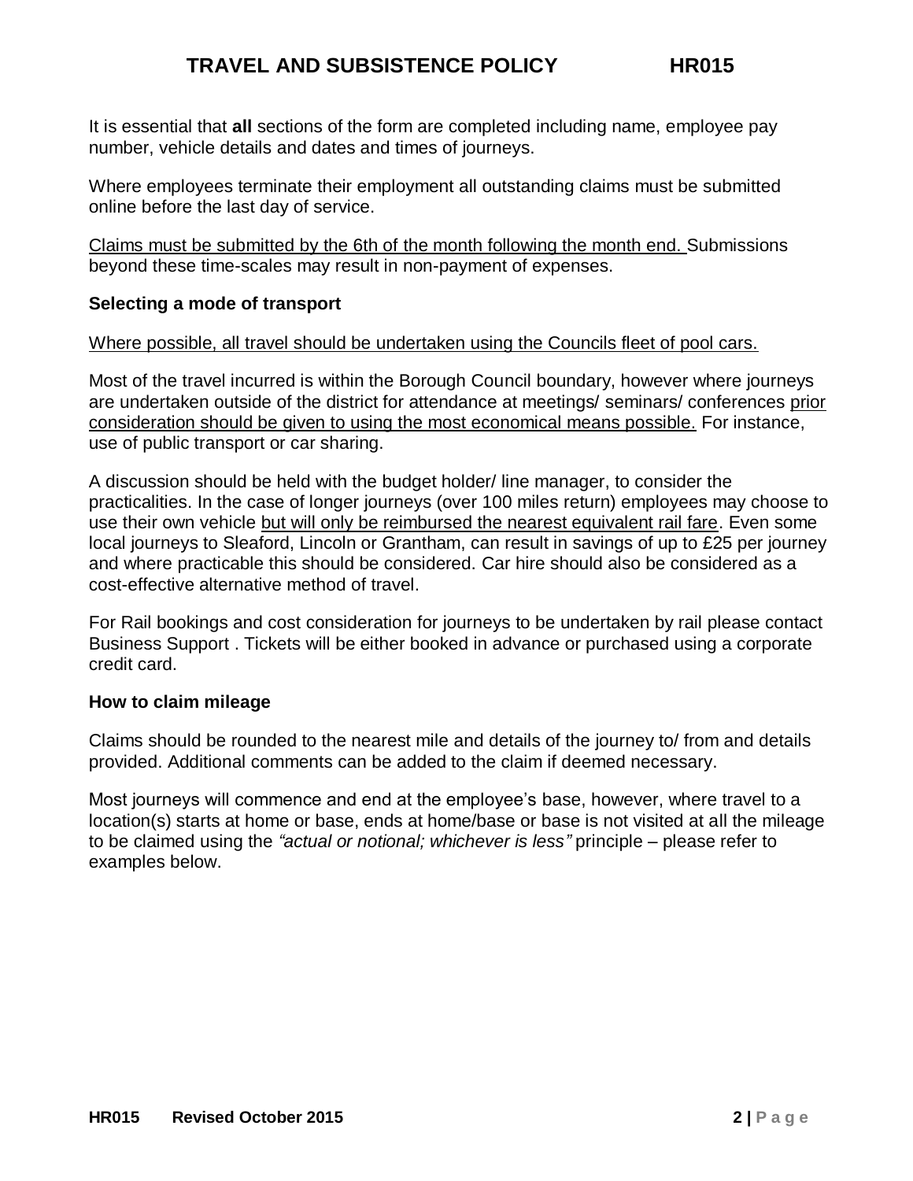It is essential that **all** sections of the form are completed including name, employee pay number, vehicle details and dates and times of journeys.

Where employees terminate their employment all outstanding claims must be submitted online before the last day of service.

Claims must be submitted by the 6th of the month following the month end. Submissions beyond these time-scales may result in non-payment of expenses.

### Selecting a mode of transport

Where possible, all travel should be undertaken using the Councils fleet of pool cars.

Most of the travel incurred is within the Borough Council boundary, however where journeys are undertaken outside of the district for attendance at meetings/ seminars/ conferences prior consideration should be given to using the most economical means possible. For instance, use of public transport or car sharing.

A discussion should be held with the budget holder/ line manager, to consider the practicalities. In the case of longer journeys (over 100 miles return) employees may choose to use their own vehicle but will only be reimbursed the nearest equivalent rail fare. Even some local journeys to Sleaford, Lincoln or Grantham, can result in savings of up to £25 per journey and where practicable this should be considered. Car hire should also be considered as a cost-effective alternative method of travel.

For Rail bookings and cost consideration for journeys to be undertaken by rail please contact Business Support . Tickets will be either booked in advance or purchased using a corporate credit card.

### How to claim mileage

Claims should be rounded to the nearest mile and details of the journey to/ from and details provided. Additional comments can be added to the claim if deemed necessary.

Most journeys will commence and end at the employee's base, however, where travel to a location(s) starts at home or base, ends at home/base or base is not visited at all the mileage to be claimed using the *"actual or notional; whichever is less"* principle – please refer to examples below.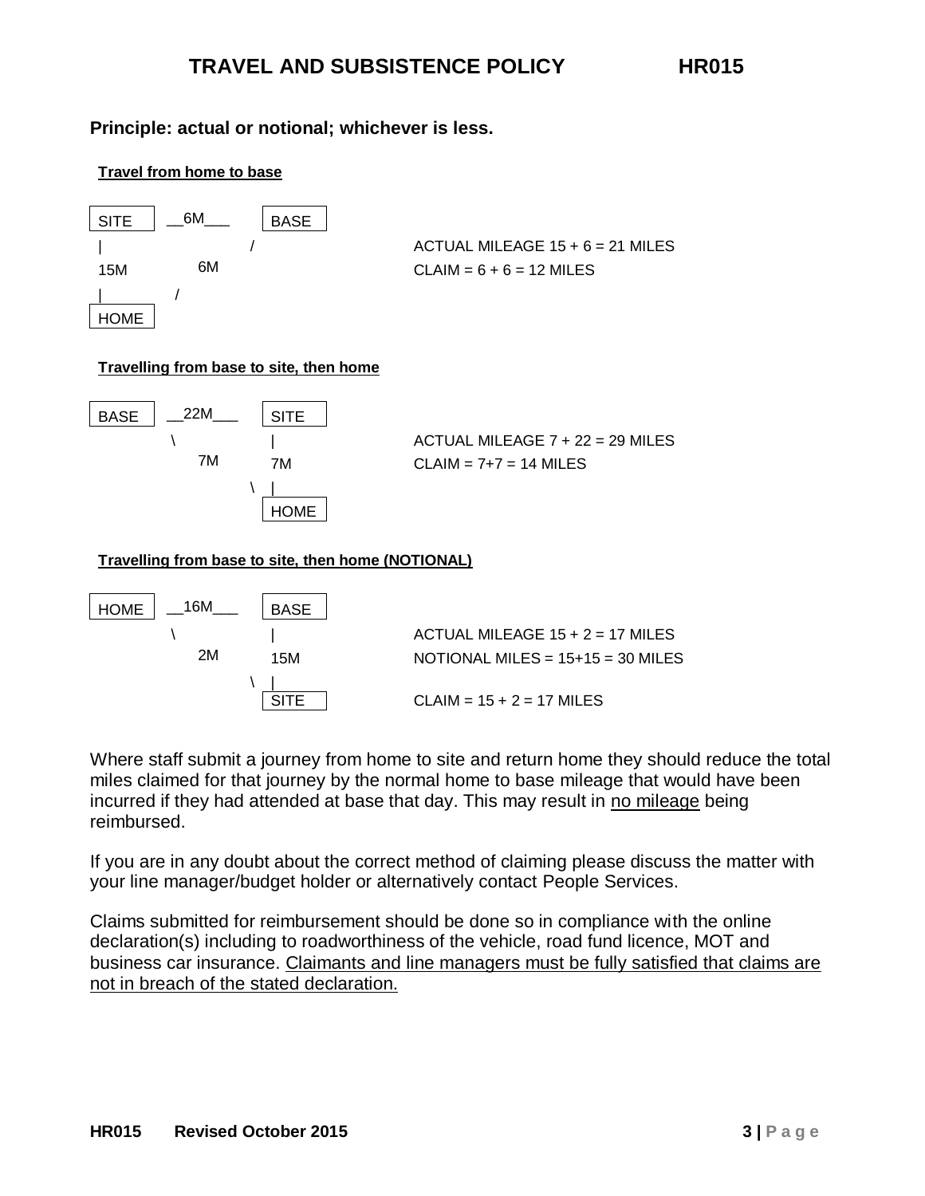**Principle: actual or notional; whichever is less.**

**Travel from home to base**

```
SITE   __6M___   BASE
|               /
15M      6M
|        /
HOME
```

ACTUAL MILEAGE 15 + 6 = 21 MILES
CLAIM = 6 + 6 = 12 MILES

**Travelling from base to site, then home**

```
BASE   __22M___   SITE
   \              |
      7M          7M
          \       |
                  HOME
```

ACTUAL MILEAGE 7 + 22 = 29 MILES
CLAIM = 7+7 = 14 MILES

**Travelling from base to site, then home (NOTIONAL)**

```
HOME   __16M___   BASE
   \              |
      2M          15M
          \       |
                  SITE
```

ACTUAL MILEAGE 15 + 2 = 17 MILES
NOTIONAL MILES = 15+15 = 30 MILES

CLAIM = 15 + 2 = 17 MILES

Where staff submit a journey from home to site and return home they should reduce the total miles claimed for that journey by the normal home to base mileage that would have been incurred if they had attended at base that day. This may result in no mileage being reimbursed.

If you are in any doubt about the correct method of claiming please discuss the matter with your line manager/budget holder or alternatively contact People Services.

Claims submitted for reimbursement should be done so in compliance with the online declaration(s) including to roadworthiness of the vehicle, road fund licence, MOT and business car insurance. Claimants and line managers must be fully satisfied that claims are not in breach of the stated declaration.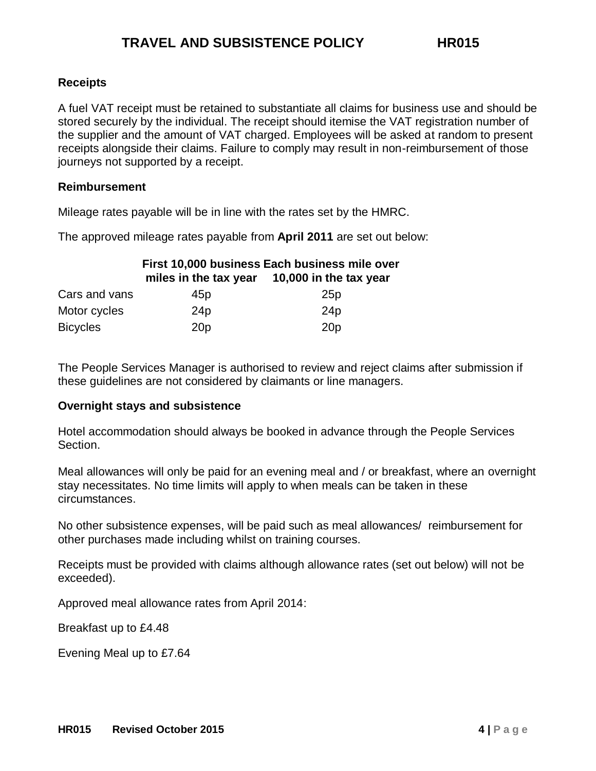### Receipts

A fuel VAT receipt must be retained to substantiate all claims for business use and should be stored securely by the individual. The receipt should itemise the VAT registration number of the supplier and the amount of VAT charged. Employees will be asked at random to present receipts alongside their claims. Failure to comply may result in non-reimbursement of those journeys not supported by a receipt.

### Reimbursement

Mileage rates payable will be in line with the rates set by the HMRC.

The approved mileage rates payable from **April 2011** are set out below:

| | First 10,000 business miles in the tax year | Each business mile over 10,000 in the tax year |
|---|---|---|
| Cars and vans | 45p | 25p |
| Motor cycles | 24p | 24p |
| Bicycles | 20p | 20p |

The People Services Manager is authorised to review and reject claims after submission if these guidelines are not considered by claimants or line managers.

### Overnight stays and subsistence

Hotel accommodation should always be booked in advance through the People Services Section.

Meal allowances will only be paid for an evening meal and / or breakfast, where an overnight stay necessitates. No time limits will apply to when meals can be taken in these circumstances.

No other subsistence expenses, will be paid such as meal allowances/ reimbursement for other purchases made including whilst on training courses.

Receipts must be provided with claims although allowance rates (set out below) will not be exceeded).

Approved meal allowance rates from April 2014:

Breakfast up to £4.48

Evening Meal up to £7.64